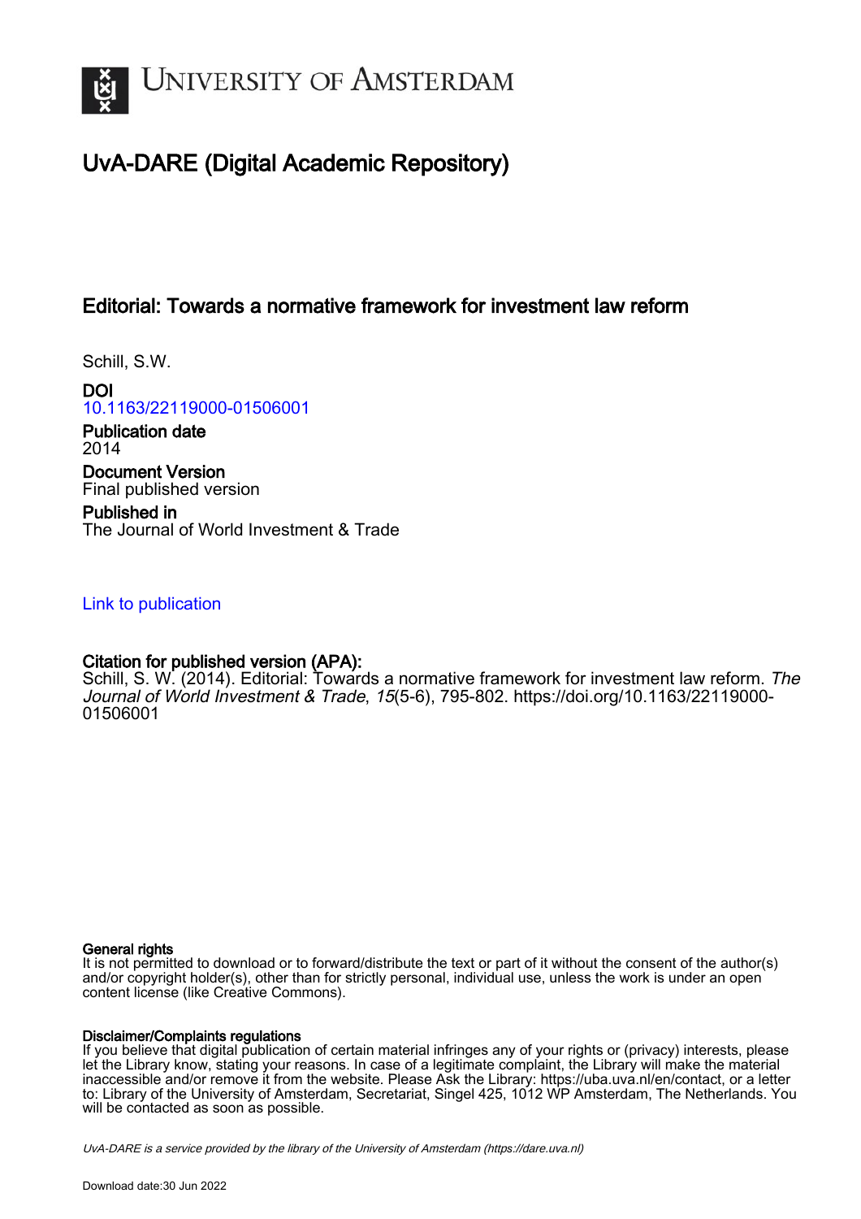# UvA-DARE (Digital Academic Repository)

## Editorial: Towards a normative framework for investment law reform

Schill, S.W.

**DOI**
10.1163/22119000-01506001

**Publication date**
2014

**Document Version**
Final published version

**Published in**
The Journal of World Investment & Trade

Link to publication

**Citation for published version (APA):**
Schill, S. W. (2014). Editorial: Towards a normative framework for investment law reform. *The Journal of World Investment & Trade*, *15*(5-6), 795-802. https://doi.org/10.1163/22119000-01506001

**General rights**
It is not permitted to download or to forward/distribute the text or part of it without the consent of the author(s) and/or copyright holder(s), other than for strictly personal, individual use, unless the work is under an open content license (like Creative Commons).

**Disclaimer/Complaints regulations**
If you believe that digital publication of certain material infringes any of your rights or (privacy) interests, please let the Library know, stating your reasons. In case of a legitimate complaint, the Library will make the material inaccessible and/or remove it from the website. Please Ask the Library: https://uba.uva.nl/en/contact, or a letter to: Library of the University of Amsterdam, Secretariat, Singel 425, 1012 WP Amsterdam, The Netherlands. You will be contacted as soon as possible.

*UvA-DARE is a service provided by the library of the University of Amsterdam (https://dare.uva.nl)*

Download date:30 Jun 2022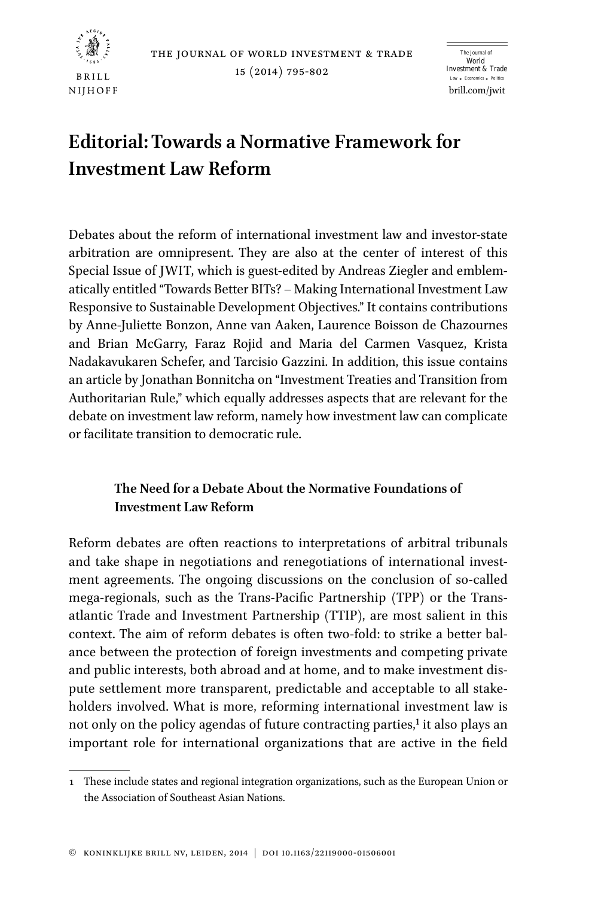# Editorial: Towards a Normative Framework for Investment Law Reform

Debates about the reform of international investment law and investor-state arbitration are omnipresent. They are also at the center of interest of this Special Issue of JWIT, which is guest-edited by Andreas Ziegler and emblematically entitled "Towards Better BITs? – Making International Investment Law Responsive to Sustainable Development Objectives." It contains contributions by Anne-Juliette Bonzon, Anne van Aaken, Laurence Boisson de Chazournes and Brian McGarry, Faraz Rojid and Maria del Carmen Vasquez, Krista Nadakavukaren Schefer, and Tarcisio Gazzini. In addition, this issue contains an article by Jonathan Bonnitcha on "Investment Treaties and Transition from Authoritarian Rule," which equally addresses aspects that are relevant for the debate on investment law reform, namely how investment law can complicate or facilitate transition to democratic rule.

## The Need for a Debate About the Normative Foundations of Investment Law Reform

Reform debates are often reactions to interpretations of arbitral tribunals and take shape in negotiations and renegotiations of international investment agreements. The ongoing discussions on the conclusion of so-called mega-regionals, such as the Trans-Pacific Partnership (TPP) or the Transatlantic Trade and Investment Partnership (TTIP), are most salient in this context. The aim of reform debates is often two-fold: to strike a better balance between the protection of foreign investments and competing private and public interests, both abroad and at home, and to make investment dispute settlement more transparent, predictable and acceptable to all stakeholders involved. What is more, reforming international investment law is not only on the policy agendas of future contracting parties,[1] it also plays an important role for international organizations that are active in the field

[1] These include states and regional integration organizations, such as the European Union or the Association of Southeast Asian Nations.

© Koninklijke Brill NV, Leiden, 2014 | DOI 10.1163/22119000-01506001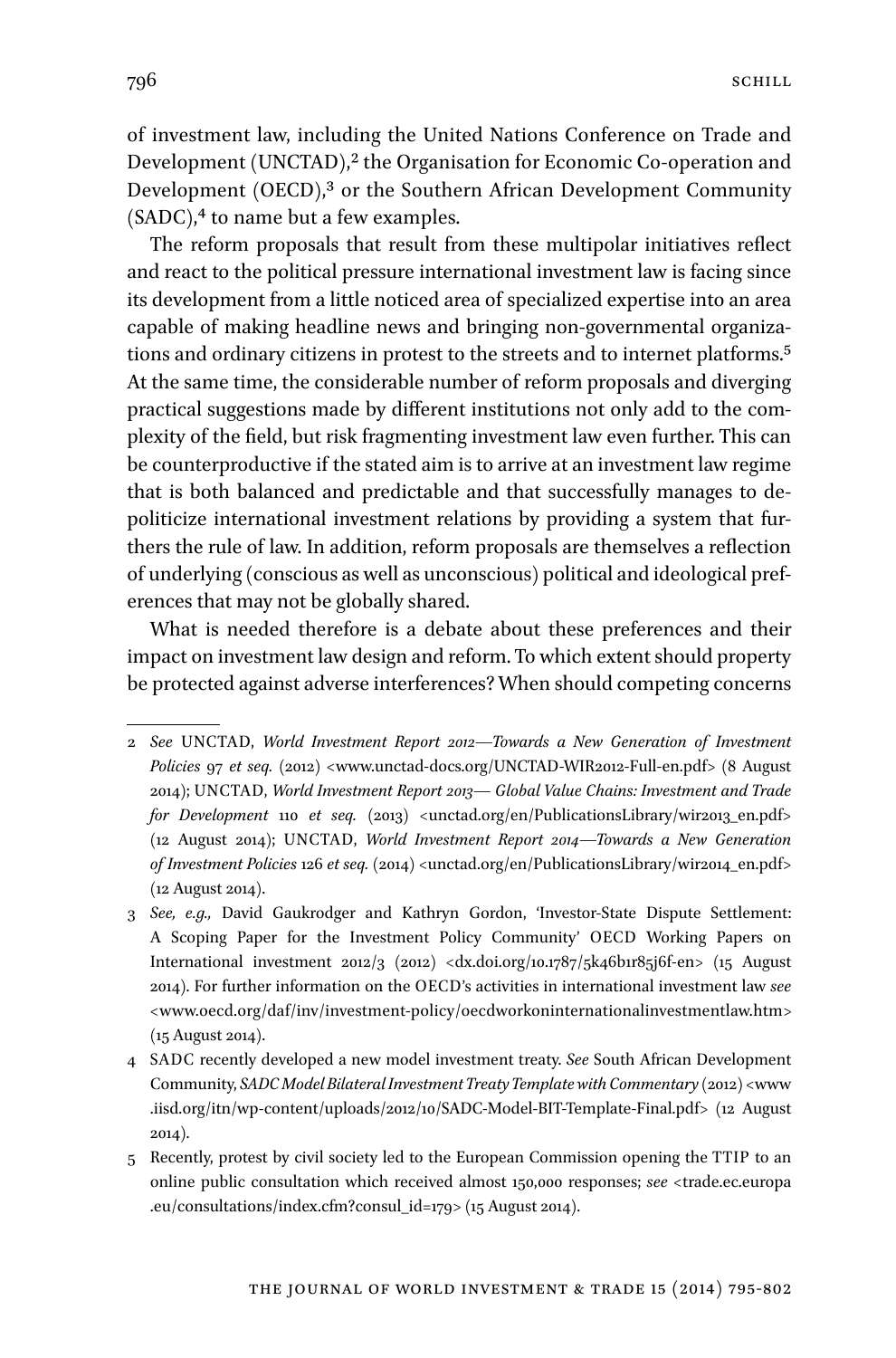of investment law, including the United Nations Conference on Trade and Development (UNCTAD),[2] the Organisation for Economic Co-operation and Development (OECD),[3] or the Southern African Development Community (SADC),[4] to name but a few examples.

The reform proposals that result from these multipolar initiatives reflect and react to the political pressure international investment law is facing since its development from a little noticed area of specialized expertise into an area capable of making headline news and bringing non-governmental organizations and ordinary citizens in protest to the streets and to internet platforms.[5] At the same time, the considerable number of reform proposals and diverging practical suggestions made by different institutions not only add to the complexity of the field, but risk fragmenting investment law even further. This can be counterproductive if the stated aim is to arrive at an investment law regime that is both balanced and predictable and that successfully manages to depoliticize international investment relations by providing a system that furthers the rule of law. In addition, reform proposals are themselves a reflection of underlying (conscious as well as unconscious) political and ideological preferences that may not be globally shared.

What is needed therefore is a debate about these preferences and their impact on investment law design and reform. To which extent should property be protected against adverse interferences? When should competing concerns

---

2 *See* UNCTAD, *World Investment Report 2012—Towards a New Generation of Investment Policies* 97 *et seq.* (2012) <www.unctad-docs.org/UNCTAD-WIR2012-Full-en.pdf> (8 August 2014); UNCTAD, *World Investment Report 2013— Global Value Chains: Investment and Trade for Development* 110 *et seq.* (2013) <unctad.org/en/PublicationsLibrary/wir2013_en.pdf> (12 August 2014); UNCTAD, *World Investment Report 2014—Towards a New Generation of Investment Policies* 126 *et seq.* (2014) <unctad.org/en/PublicationsLibrary/wir2014_en.pdf> (12 August 2014).

3 *See, e.g.,* David Gaukrodger and Kathryn Gordon, 'Investor-State Dispute Settlement: A Scoping Paper for the Investment Policy Community' OECD Working Papers on International investment 2012/3 (2012) <dx.doi.org/10.1787/5k46b1r85j6f-en> (15 August 2014). For further information on the OECD's activities in international investment law *see* <www.oecd.org/daf/inv/investment-policy/oecdworkoninternationalinvestmentlaw.htm> (15 August 2014).

4 SADC recently developed a new model investment treaty. *See* South African Development Community, *SADC Model Bilateral Investment Treaty Template with Commentary* (2012) <www.iisd.org/itn/wp-content/uploads/2012/10/SADC-Model-BIT-Template-Final.pdf> (12 August 2014).

5 Recently, protest by civil society led to the European Commission opening the TTIP to an online public consultation which received almost 150,000 responses; *see* <trade.ec.europa.eu/consultations/index.cfm?consul_id=179> (15 August 2014).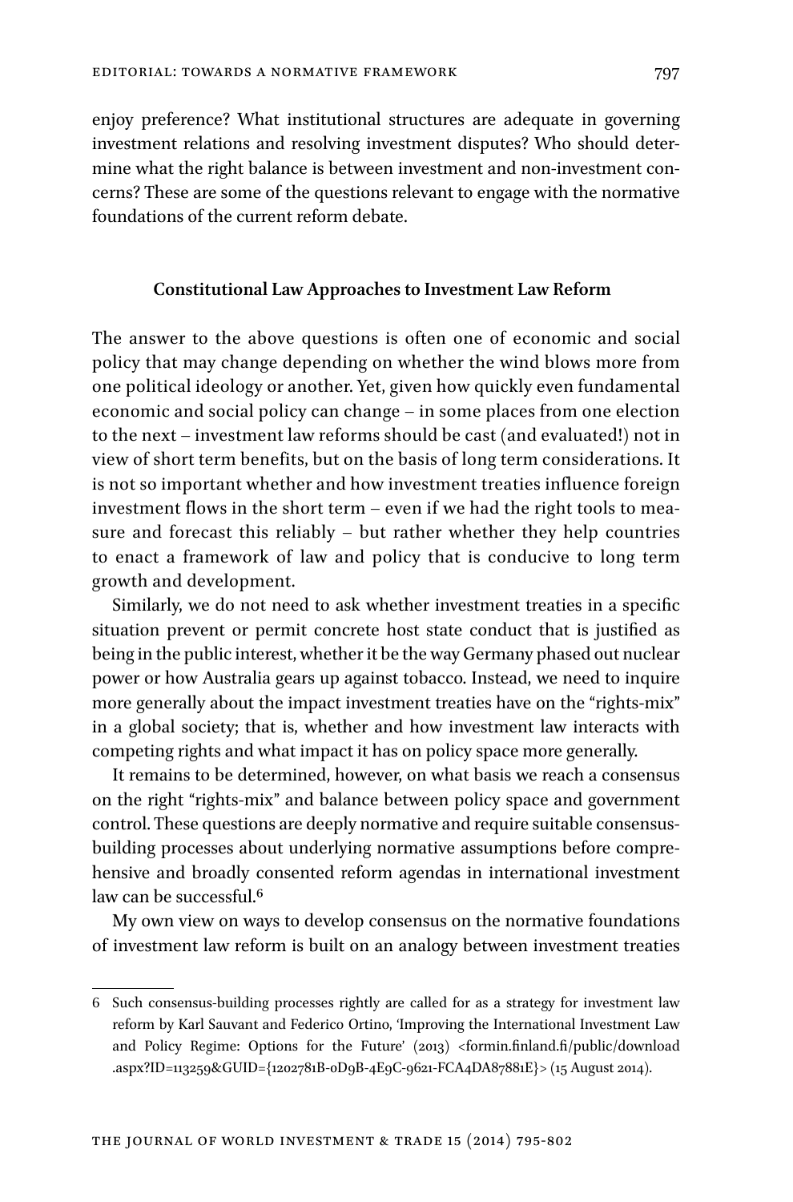enjoy preference? What institutional structures are adequate in governing investment relations and resolving investment disputes? Who should determine what the right balance is between investment and non-investment concerns? These are some of the questions relevant to engage with the normative foundations of the current reform debate.

## Constitutional Law Approaches to Investment Law Reform

The answer to the above questions is often one of economic and social policy that may change depending on whether the wind blows more from one political ideology or another. Yet, given how quickly even fundamental economic and social policy can change – in some places from one election to the next – investment law reforms should be cast (and evaluated!) not in view of short term benefits, but on the basis of long term considerations. It is not so important whether and how investment treaties influence foreign investment flows in the short term – even if we had the right tools to measure and forecast this reliably – but rather whether they help countries to enact a framework of law and policy that is conducive to long term growth and development.

Similarly, we do not need to ask whether investment treaties in a specific situation prevent or permit concrete host state conduct that is justified as being in the public interest, whether it be the way Germany phased out nuclear power or how Australia gears up against tobacco. Instead, we need to inquire more generally about the impact investment treaties have on the "rights-mix" in a global society; that is, whether and how investment law interacts with competing rights and what impact it has on policy space more generally.

It remains to be determined, however, on what basis we reach a consensus on the right "rights-mix" and balance between policy space and government control. These questions are deeply normative and require suitable consensus-building processes about underlying normative assumptions before comprehensive and broadly consented reform agendas in international investment law can be successful.[6]

My own view on ways to develop consensus on the normative foundations of investment law reform is built on an analogy between investment treaties

---

6 Such consensus-building processes rightly are called for as a strategy for investment law reform by Karl Sauvant and Federico Ortino, 'Improving the International Investment Law and Policy Regime: Options for the Future' (2013) <formin.finland.fi/public/download.aspx?ID=113259&GUID={1202781B-0D9B-4E9C-9621-FCA4DA87881E}> (15 August 2014).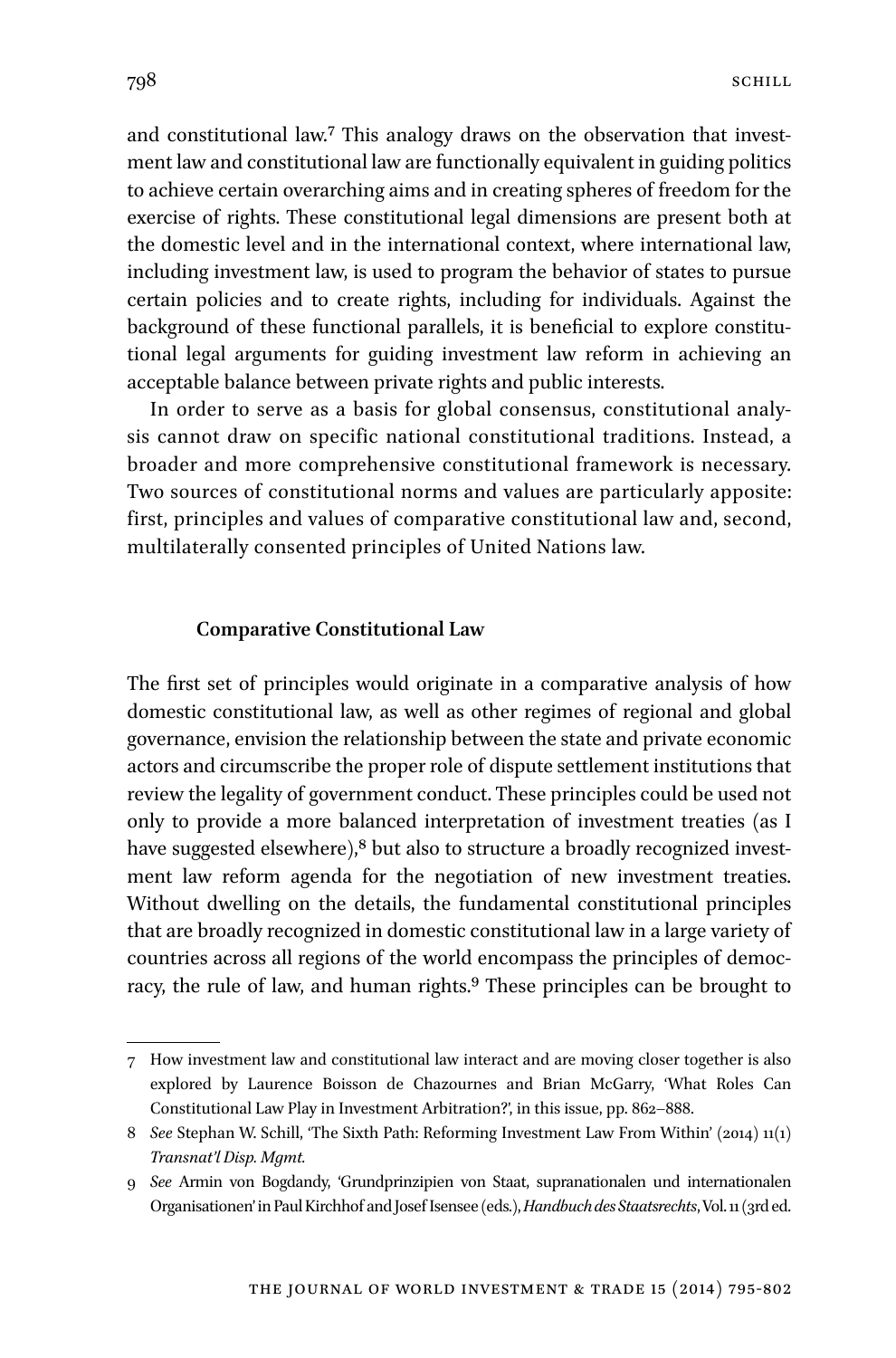and constitutional law.[7] This analogy draws on the observation that investment law and constitutional law are functionally equivalent in guiding politics to achieve certain overarching aims and in creating spheres of freedom for the exercise of rights. These constitutional legal dimensions are present both at the domestic level and in the international context, where international law, including investment law, is used to program the behavior of states to pursue certain policies and to create rights, including for individuals. Against the background of these functional parallels, it is beneficial to explore constitutional legal arguments for guiding investment law reform in achieving an acceptable balance between private rights and public interests.

In order to serve as a basis for global consensus, constitutional analysis cannot draw on specific national constitutional traditions. Instead, a broader and more comprehensive constitutional framework is necessary. Two sources of constitutional norms and values are particularly apposite: first, principles and values of comparative constitutional law and, second, multilaterally consented principles of United Nations law.

### Comparative Constitutional Law

The first set of principles would originate in a comparative analysis of how domestic constitutional law, as well as other regimes of regional and global governance, envision the relationship between the state and private economic actors and circumscribe the proper role of dispute settlement institutions that review the legality of government conduct. These principles could be used not only to provide a more balanced interpretation of investment treaties (as I have suggested elsewhere),[8] but also to structure a broadly recognized investment law reform agenda for the negotiation of new investment treaties. Without dwelling on the details, the fundamental constitutional principles that are broadly recognized in domestic constitutional law in a large variety of countries across all regions of the world encompass the principles of democracy, the rule of law, and human rights.[9] These principles can be brought to

---

7 How investment law and constitutional law interact and are moving closer together is also explored by Laurence Boisson de Chazournes and Brian McGarry, 'What Roles Can Constitutional Law Play in Investment Arbitration?', in this issue, pp. 862–888.

8 *See* Stephan W. Schill, 'The Sixth Path: Reforming Investment Law From Within' (2014) 11(1) *Transnat'l Disp. Mgmt.*

9 *See* Armin von Bogdandy, 'Grundprinzipien von Staat, supranationalen und internationalen Organisationen' in Paul Kirchhof and Josef Isensee (eds.), *Handbuch des Staatsrechts*, Vol. 11 (3rd ed.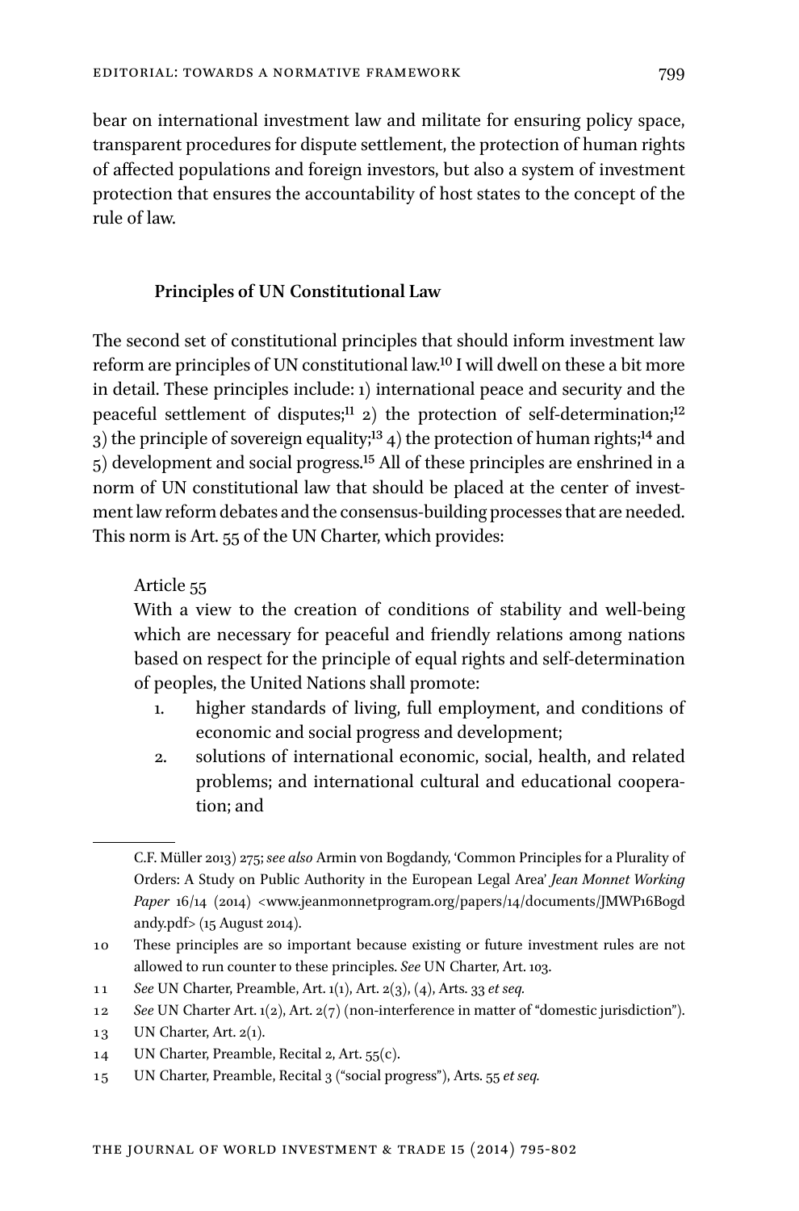bear on international investment law and militate for ensuring policy space, transparent procedures for dispute settlement, the protection of human rights of affected populations and foreign investors, but also a system of investment protection that ensures the accountability of host states to the concept of the rule of law.

### Principles of UN Constitutional Law

The second set of constitutional principles that should inform investment law reform are principles of UN constitutional law.[10] I will dwell on these a bit more in detail. These principles include: 1) international peace and security and the peaceful settlement of disputes;[11] 2) the protection of self-determination;[12] 3) the principle of sovereign equality;[13] 4) the protection of human rights;[14] and 5) development and social progress.[15] All of these principles are enshrined in a norm of UN constitutional law that should be placed at the center of investment law reform debates and the consensus-building processes that are needed. This norm is Art. 55 of the UN Charter, which provides:

> Article 55
>
> With a view to the creation of conditions of stability and well-being which are necessary for peaceful and friendly relations among nations based on respect for the principle of equal rights and self-determination of peoples, the United Nations shall promote:
>
> 1. higher standards of living, full employment, and conditions of economic and social progress and development;
> 2. solutions of international economic, social, health, and related problems; and international cultural and educational cooperation; and

---

C.F. Müller 2013) 275; *see also* Armin von Bogdandy, 'Common Principles for a Plurality of Orders: A Study on Public Authority in the European Legal Area' *Jean Monnet Working Paper* 16/14 (2014) <www.jeanmonnetprogram.org/papers/14/documents/JMWP16Bogdandy.pdf> (15 August 2014).

10 These principles are so important because existing or future investment rules are not allowed to run counter to these principles. *See* UN Charter, Art. 103.

11 *See* UN Charter, Preamble, Art. 1(1), Art. 2(3), (4), Arts. 33 *et seq.*

12 *See* UN Charter Art. 1(2), Art. 2(7) (non-interference in matter of "domestic jurisdiction").

13 UN Charter, Art. 2(1).

14 UN Charter, Preamble, Recital 2, Art. 55(c).

15 UN Charter, Preamble, Recital 3 ("social progress"), Arts. 55 *et seq.*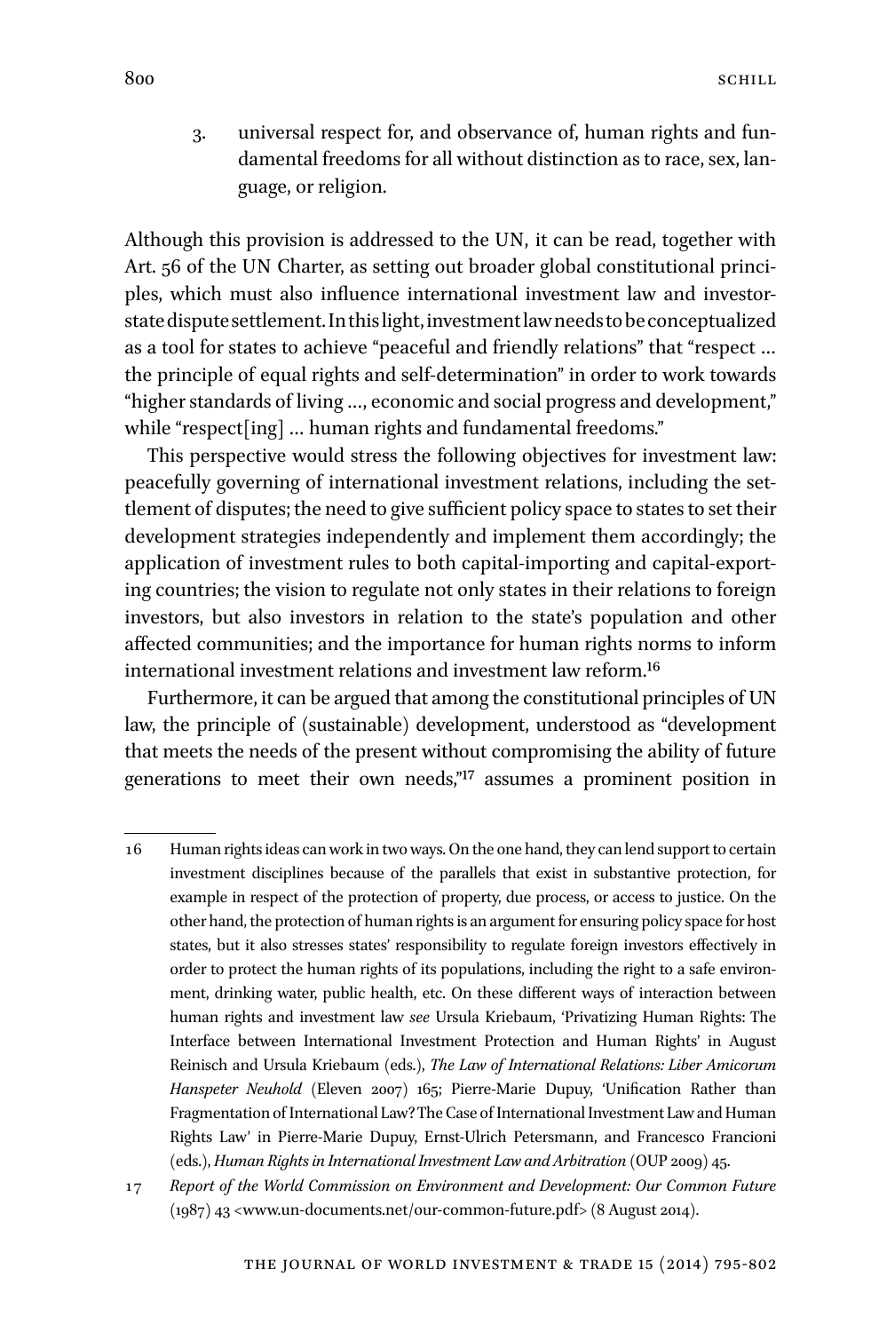3. universal respect for, and observance of, human rights and fundamental freedoms for all without distinction as to race, sex, language, or religion.

Although this provision is addressed to the UN, it can be read, together with Art. 56 of the UN Charter, as setting out broader global constitutional principles, which must also influence international investment law and investor-state dispute settlement. In this light, investment law needs to be conceptualized as a tool for states to achieve "peaceful and friendly relations" that "respect … the principle of equal rights and self-determination" in order to work towards "higher standards of living …, economic and social progress and development," while "respect[ing] … human rights and fundamental freedoms."

This perspective would stress the following objectives for investment law: peacefully governing of international investment relations, including the settlement of disputes; the need to give sufficient policy space to states to set their development strategies independently and implement them accordingly; the application of investment rules to both capital-importing and capital-exporting countries; the vision to regulate not only states in their relations to foreign investors, but also investors in relation to the state's population and other affected communities; and the importance for human rights norms to inform international investment relations and investment law reform.[16]

Furthermore, it can be argued that among the constitutional principles of UN law, the principle of (sustainable) development, understood as "development that meets the needs of the present without compromising the ability of future generations to meet their own needs,"[17] assumes a prominent position in

---

16 Human rights ideas can work in two ways. On the one hand, they can lend support to certain investment disciplines because of the parallels that exist in substantive protection, for example in respect of the protection of property, due process, or access to justice. On the other hand, the protection of human rights is an argument for ensuring policy space for host states, but it also stresses states' responsibility to regulate foreign investors effectively in order to protect the human rights of its populations, including the right to a safe environment, drinking water, public health, etc. On these different ways of interaction between human rights and investment law *see* Ursula Kriebaum, 'Privatizing Human Rights: The Interface between International Investment Protection and Human Rights' in August Reinisch and Ursula Kriebaum (eds.), *The Law of International Relations: Liber Amicorum Hanspeter Neuhold* (Eleven 2007) 165; Pierre-Marie Dupuy, 'Unification Rather than Fragmentation of International Law? The Case of International Investment Law and Human Rights Law' in Pierre-Marie Dupuy, Ernst-Ulrich Petersmann, and Francesco Francioni (eds.), *Human Rights in International Investment Law and Arbitration* (OUP 2009) 45.

17 *Report of the World Commission on Environment and Development: Our Common Future* (1987) 43 <www.un-documents.net/our-common-future.pdf> (8 August 2014).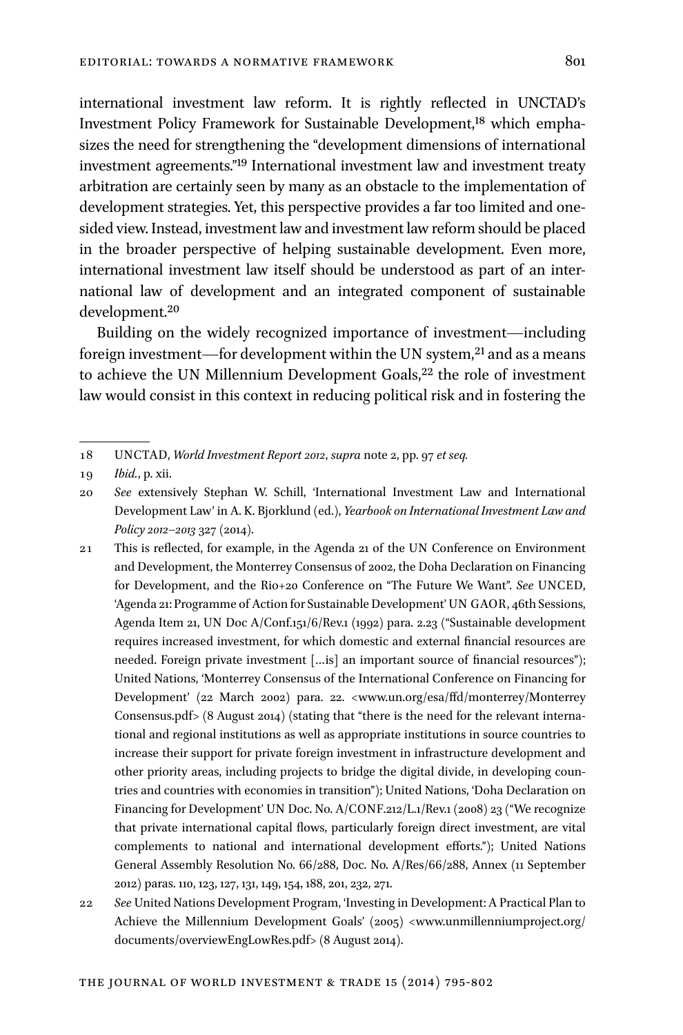international investment law reform. It is rightly reflected in UNCTAD's Investment Policy Framework for Sustainable Development,[18] which emphasizes the need for strengthening the "development dimensions of international investment agreements."[19] International investment law and investment treaty arbitration are certainly seen by many as an obstacle to the implementation of development strategies. Yet, this perspective provides a far too limited and one-sided view. Instead, investment law and investment law reform should be placed in the broader perspective of helping sustainable development. Even more, international investment law itself should be understood as part of an international law of development and an integrated component of sustainable development.[20]

Building on the widely recognized importance of investment—including foreign investment—for development within the UN system,[21] and as a means to achieve the UN Millennium Development Goals,[22] the role of investment law would consist in this context in reducing political risk and in fostering the

---

18 UNCTAD, *World Investment Report 2012*, *supra* note 2, pp. 97 *et seq.*

19 *Ibid.*, p. xii.

20 *See* extensively Stephan W. Schill, 'International Investment Law and International Development Law' in A. K. Bjorklund (ed.), *Yearbook on International Investment Law and Policy 2012–2013* 327 (2014).

21 This is reflected, for example, in the Agenda 21 of the UN Conference on Environment and Development, the Monterrey Consensus of 2002, the Doha Declaration on Financing for Development, and the Rio+20 Conference on "The Future We Want". *See* UNCED, 'Agenda 21: Programme of Action for Sustainable Development' UN GAOR, 46th Sessions, Agenda Item 21, UN Doc A/Conf.151/6/Rev.1 (1992) para. 2.23 ("Sustainable development requires increased investment, for which domestic and external financial resources are needed. Foreign private investment [...is] an important source of financial resources"); United Nations, 'Monterrey Consensus of the International Conference on Financing for Development' (22 March 2002) para. 22. <www.un.org/esa/ffd/monterrey/MonterreyConsensus.pdf> (8 August 2014) (stating that "there is the need for the relevant international and regional institutions as well as appropriate institutions in source countries to increase their support for private foreign investment in infrastructure development and other priority areas, including projects to bridge the digital divide, in developing countries and countries with economies in transition"); United Nations, 'Doha Declaration on Financing for Development' UN Doc. No. A/CONF.212/L.1/Rev.1 (2008) 23 ("We recognize that private international capital flows, particularly foreign direct investment, are vital complements to national and international development efforts."); United Nations General Assembly Resolution No. 66/288, Doc. No. A/Res/66/288, Annex (11 September 2012) paras. 110, 123, 127, 131, 149, 154, 188, 201, 232, 271.

22 *See* United Nations Development Program, 'Investing in Development: A Practical Plan to Achieve the Millennium Development Goals' (2005) <www.unmillenniumproject.org/documents/overviewEngLowRes.pdf> (8 August 2014).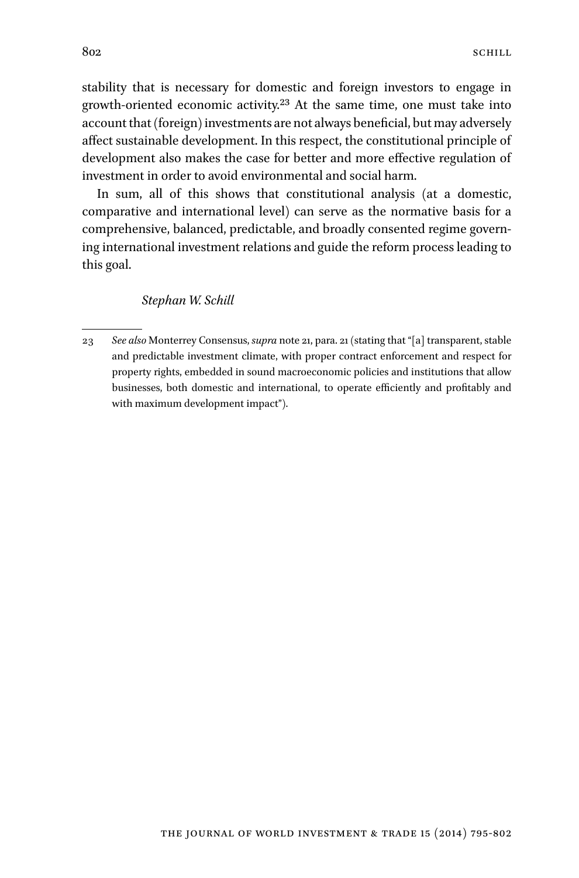stability that is necessary for domestic and foreign investors to engage in growth-oriented economic activity.[23] At the same time, one must take into account that (foreign) investments are not always beneficial, but may adversely affect sustainable development. In this respect, the constitutional principle of development also makes the case for better and more effective regulation of investment in order to avoid environmental and social harm.

In sum, all of this shows that constitutional analysis (at a domestic, comparative and international level) can serve as the normative basis for a comprehensive, balanced, predictable, and broadly consented regime governing international investment relations and guide the reform process leading to this goal.

*Stephan W. Schill*

---

23 *See also* Monterrey Consensus, *supra* note 21, para. 21 (stating that "[a] transparent, stable and predictable investment climate, with proper contract enforcement and respect for property rights, embedded in sound macroeconomic policies and institutions that allow businesses, both domestic and international, to operate efficiently and profitably and with maximum development impact").